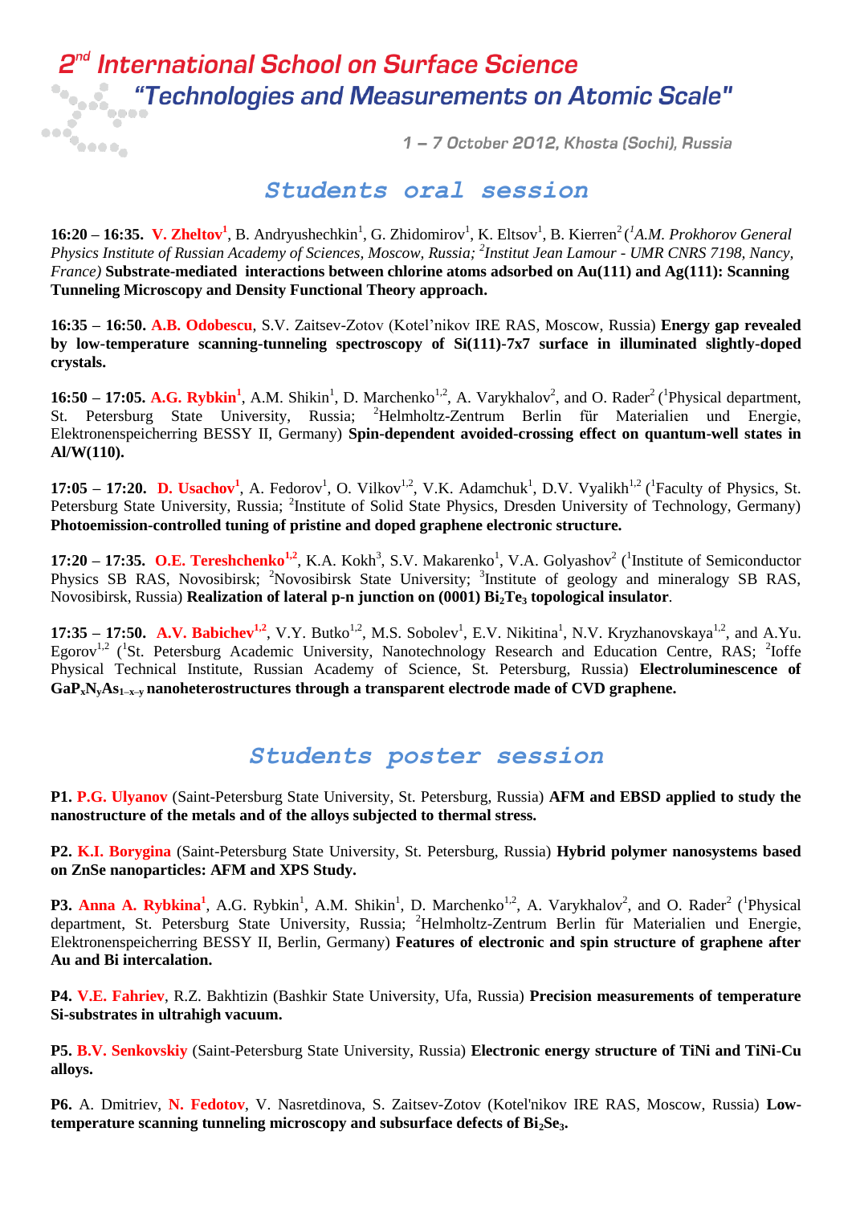# 2nd International School on Surface Science

## "Technologies and Measurements on Atomic Scale"

1 – 7 October 2012, Khosta (Sochi), Russia

## Students oral session

**16:20 – 16:35.** **V. Zheltov**[1], B. Andryushechkin[1], G. Zhidomirov[1], K. Eltsov[1], B. Kierren[2] (*[1]A.M. Prokhorov General Physics Institute of Russian Academy of Sciences, Moscow, Russia; [2]Institut Jean Lamour - UMR CNRS 7198, Nancy, France)* **Substrate-mediated interactions between chlorine atoms adsorbed on Au(111) and Ag(111): Scanning Tunneling Microscopy and Density Functional Theory approach.**

**16:35 – 16:50.** **A.B. Odobescu**, S.V. Zaitsev-Zotov (Kotel'nikov IRE RAS, Moscow, Russia) **Energy gap revealed by low-temperature scanning-tunneling spectroscopy of Si(111)-7x7 surface in illuminated slightly-doped crystals.**

**16:50 – 17:05.** **A.G. Rybkin**[1], A.M. Shikin[1], D. Marchenko[1,2], A. Varykhalov[2], and O. Rader[2] ([1]Physical department, St. Petersburg State University, Russia; [2]Helmholtz-Zentrum Berlin für Materialien und Energie, Elektronenspeicherring BESSY II, Germany) **Spin-dependent avoided-crossing effect on quantum-well states in Al/W(110).**

**17:05 – 17:20.** **D. Usachov**[1], A. Fedorov[1], O. Vilkov[1,2], V.K. Adamchuk[1], D.V. Vyalikh[1,2] ([1]Faculty of Physics, St. Petersburg State University, Russia; [2]Institute of Solid State Physics, Dresden University of Technology, Germany) **Photoemission-controlled tuning of pristine and doped graphene electronic structure.**

**17:20 – 17:35.** **O.E. Tereshchenko**[1,2], K.A. Kokh[3], S.V. Makarenko[1], V.A. Golyashov[2] ([1]Institute of Semiconductor Physics SB RAS, Novosibirsk; [2]Novosibirsk State University; [3]Institute of geology and mineralogy SB RAS, Novosibirsk, Russia) **Realization of lateral p-n junction on (0001) $Bi_2Te_3$ topological insulator**.

**17:35 – 17:50.** **A.V. Babichev**[1,2], V.Y. Butko[1,2], M.S. Sobolev[1], E.V. Nikitina[1], N.V. Kryzhanovskaya[1,2], and A.Yu. Egorov[1,2] ([1]St. Petersburg Academic University, Nanotechnology Research and Education Centre, RAS; [2]Ioffe Physical Technical Institute, Russian Academy of Science, St. Petersburg, Russia) **Electroluminescence of $GaP_xN_yAs_{1-x-y}$ nanoheterostructures through a transparent electrode made of CVD graphene.**

## Students poster session

**P1.** **P.G. Ulyanov** (Saint-Petersburg State University, St. Petersburg, Russia) **AFM and EBSD applied to study the nanostructure of the metals and of the alloys subjected to thermal stress.**

**P2.** **K.I. Borygina** (Saint-Petersburg State University, St. Petersburg, Russia) **Hybrid polymer nanosystems based on ZnSe nanoparticles: AFM and XPS Study.**

**P3.** **Anna A. Rybkina**[1], A.G. Rybkin[1], A.M. Shikin[1], D. Marchenko[1,2], A. Varykhalov[2], and O. Rader[2] ([1]Physical department, St. Petersburg State University, Russia; [2]Helmholtz-Zentrum Berlin für Materialien und Energie, Elektronenspeicherring BESSY II, Berlin, Germany) **Features of electronic and spin structure of graphene after Au and Bi intercalation.**

**P4.** **V.E. Fahriev**, R.Z. Bakhtizin (Bashkir State University, Ufa, Russia) **Precision measurements of temperature Si-substrates in ultrahigh vacuum.**

**P5.** **B.V. Senkovskiy** (Saint-Petersburg State University, Russia) **Electronic energy structure of TiNi and TiNi-Cu alloys.**

**P6.** A. Dmitriev, **N. Fedotov**, V. Nasretdinova, S. Zaitsev-Zotov (Kotel'nikov IRE RAS, Moscow, Russia) **Low-temperature scanning tunneling microscopy and subsurface defects of $Bi_2Se_3$.**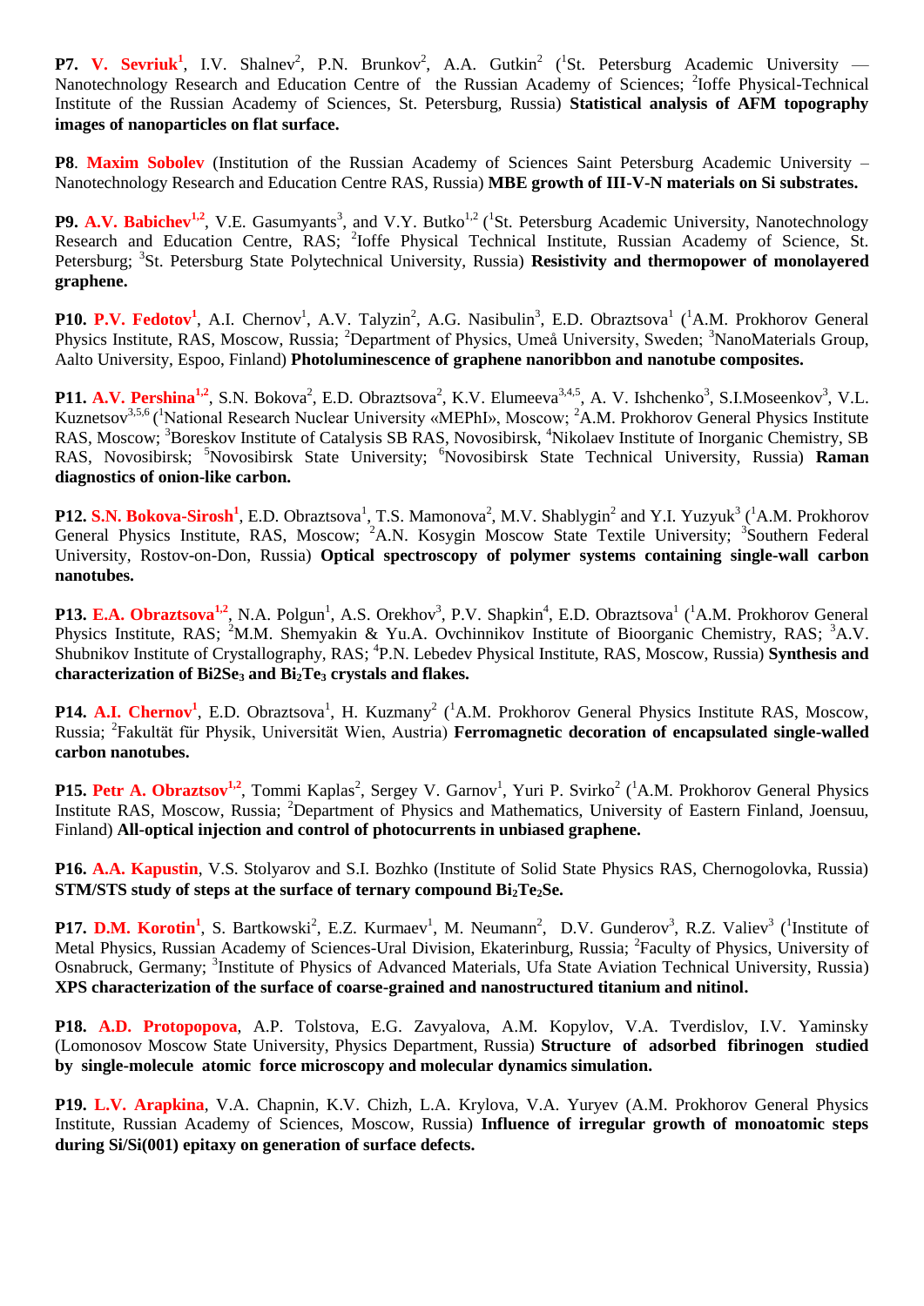**P7.** **V. Sevriuk**[1], I.V. Shalnev[2], P.N. Brunkov[2], A.A. Gutkin[2] ([1]St. Petersburg Academic University — Nanotechnology Research and Education Centre of the Russian Academy of Sciences; [2]Ioffe Physical-Technical Institute of the Russian Academy of Sciences, St. Petersburg, Russia) **Statistical analysis of AFM topography images of nanoparticles on flat surface.**

**P8**. **Maxim Sobolev** (Institution of the Russian Academy of Sciences Saint Petersburg Academic University – Nanotechnology Research and Education Centre RAS, Russia) **MBE growth of III-V-N materials on Si substrates.**

**P9.** **A.V. Babichev**[1,2], V.E. Gasumyants[3], and V.Y. Butko[1,2] ([1]St. Petersburg Academic University, Nanotechnology Research and Education Centre, RAS; [2]Ioffe Physical Technical Institute, Russian Academy of Science, St. Petersburg; [3]St. Petersburg State Polytechnical University, Russia) **Resistivity and thermopower of monolayered graphene.**

**P10.** **P.V. Fedotov**[1], A.I. Chernov[1], A.V. Talyzin[2], A.G. Nasibulin[3], E.D. Obraztsova[1] ([1]A.M. Prokhorov General Physics Institute, RAS, Moscow, Russia; [2]Department of Physics, Umeå University, Sweden; [3]NanoMaterials Group, Aalto University, Espoo, Finland) **Photoluminescence of graphene nanoribbon and nanotube composites.**

**P11.** **A.V. Pershina**[1,2], S.N. Bokova[2], E.D. Obraztsova[2], K.V. Elumeeva[3,4,5], A. V. Ishchenko[3], S.I.Moseenkov[3], V.L. Kuznetsov[3,5,6] ([1]National Research Nuclear University «MEPhI», Moscow; [2]A.M. Prokhorov General Physics Institute RAS, Moscow; [3]Boreskov Institute of Catalysis SB RAS, Novosibirsk, [4]Nikolaev Institute of Inorganic Chemistry, SB RAS, Novosibirsk; [5]Novosibirsk State University; [6]Novosibirsk State Technical University, Russia) **Raman diagnostics of onion-like carbon.**

**P12.** **S.N. Bokova-Sirosh**[1], E.D. Obraztsova[1], T.S. Mamonova[2], M.V. Shablygin[2] and Y.I. Yuzyuk[3] ([1]A.M. Prokhorov General Physics Institute, RAS, Moscow; [2]A.N. Kosygin Moscow State Textile University; [3]Southern Federal University, Rostov-on-Don, Russia) **Optical spectroscopy of polymer systems containing single-wall carbon nanotubes.**

**P13.** **E.A. Obraztsova**[1,2], N.A. Polgun[1], A.S. Orekhov[3], P.V. Shapkin[4], E.D. Obraztsova[1] ([1]A.M. Prokhorov General Physics Institute, RAS; [2]M.M. Shemyakin & Yu.A. Ovchinnikov Institute of Bioorganic Chemistry, RAS; [3]A.V. Shubnikov Institute of Crystallography, RAS; [4]P.N. Lebedev Physical Institute, RAS, Moscow, Russia) **Synthesis and characterization of Bi2Se$_3$ and $Bi_2Te_3$ crystals and flakes.**

**P14.** **A.I. Chernov**[1], E.D. Obraztsova[1], H. Kuzmany[2] ([1]A.M. Prokhorov General Physics Institute RAS, Moscow, Russia; [2]Fakultät für Physik, Universität Wien, Austria) **Ferromagnetic decoration of encapsulated single-walled carbon nanotubes.**

**P15.** **Petr A. Obraztsov**[1,2], Tommi Kaplas[2], Sergey V. Garnov[1], Yuri P. Svirko[2] ([1]A.M. Prokhorov General Physics Institute RAS, Moscow, Russia; [2]Department of Physics and Mathematics, University of Eastern Finland, Joensuu, Finland) **All-optical injection and control of photocurrents in unbiased graphene.**

**P16.** **A.A. Kapustin**, V.S. Stolyarov and S.I. Bozhko (Institute of Solid State Physics RAS, Chernogolovka, Russia) **STM/STS study of steps at the surface of ternary compound $Bi_2Te_2Se$.**

**P17.** **D.M. Korotin**[1], S. Bartkowski[2], E.Z. Kurmaev[1], M. Neumann[2], D.V. Gunderov[3], R.Z. Valiev[3] ([1]Institute of Metal Physics, Russian Academy of Sciences-Ural Division, Ekaterinburg, Russia; [2]Faculty of Physics, University of Osnabruck, Germany; [3]Institute of Physics of Advanced Materials, Ufa State Aviation Technical University, Russia) **XPS characterization of the surface of coarse-grained and nanostructured titanium and nitinol.**

**P18.** **A.D. Protopopova**, A.P. Tolstova, E.G. Zavyalova, A.M. Kopylov, V.A. Tverdislov, I.V. Yaminsky (Lomonosov Moscow State University, Physics Department, Russia) **Structure of adsorbed fibrinogen studied by single-molecule atomic force microscopy and molecular dynamics simulation.**

**P19.** **L.V. Arapkina**, V.A. Chapnin, K.V. Chizh, L.A. Krylova, V.A. Yuryev (A.M. Prokhorov General Physics Institute, Russian Academy of Sciences, Moscow, Russia) **Influence of irregular growth of monoatomic steps during Si/Si(001) epitaxy on generation of surface defects.**